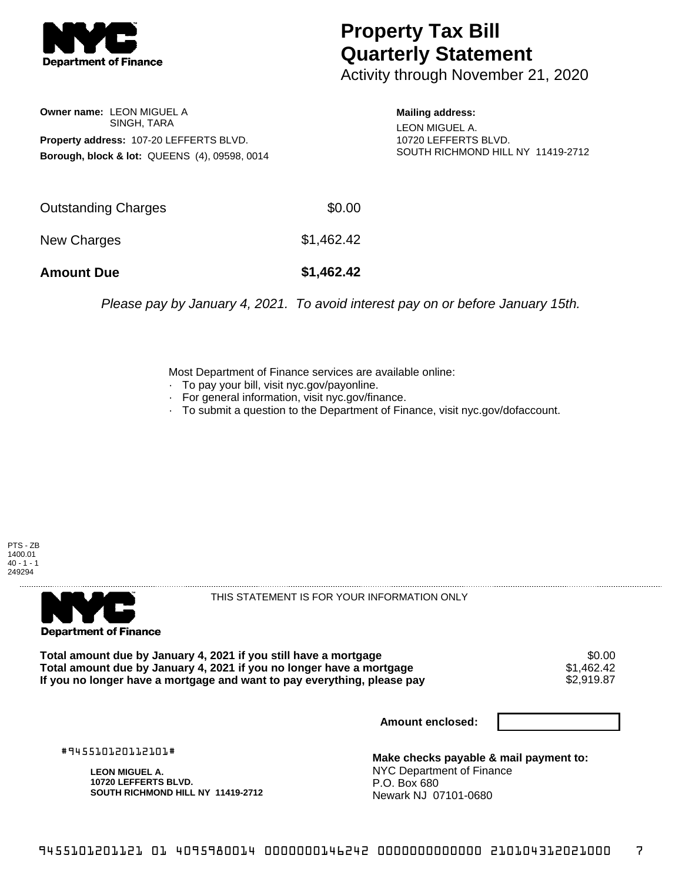# Property Tax Bill Quarterly Statement

Activity through November 21, 2020

**Owner name:** LEON MIGUEL A
SINGH, TARA

**Property address:** 107-20 LEFFERTS BLVD.

**Borough, block & lot:** QUEENS (4), 09598, 0014

**Mailing address:**
LEON MIGUEL A.
10720 LEFFERTS BLVD.
SOUTH RICHMOND HILL NY 11419-2712

| | |
|---|---|
| Outstanding Charges | $0.00 |
| New Charges | $1,462.42 |
| **Amount Due** | **$1,462.42** |

*Please pay by January 4, 2021. To avoid interest pay on or before January 15th.*

Most Department of Finance services are available online:

- To pay your bill, visit nyc.gov/payonline.
- For general information, visit nyc.gov/finance.
- To submit a question to the Department of Finance, visit nyc.gov/dofaccount.

PTS - ZB
1400.01
40 - 1 - 1
249294

THIS STATEMENT IS FOR YOUR INFORMATION ONLY

| | |
|---|---|
| **Total amount due by January 4, 2021 if you still have a mortgage** | $0.00 |
| **Total amount due by January 4, 2021 if you no longer have a mortgage** | $1,462.42 |
| **If you no longer have a mortgage and want to pay everything, please pay** | $2,919.87 |

**Amount enclosed:**

#945510120112101#

**LEON MIGUEL A.**
**10720 LEFFERTS BLVD.**
**SOUTH RICHMOND HILL NY 11419-2712**

**Make checks payable & mail payment to:**
NYC Department of Finance
P.O. Box 680
Newark NJ 07101-0680

9455101201121 01 4095980014 0000000146242 0000000000000 210104312021000 7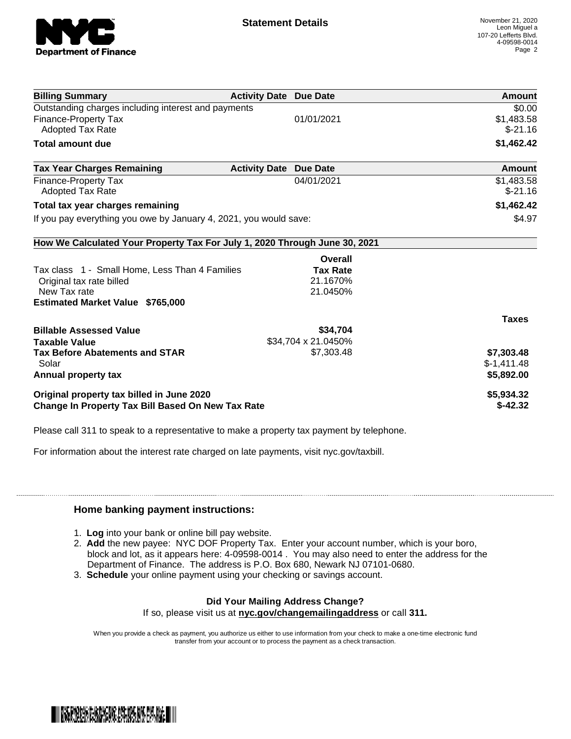# Statement Details

November 21, 2020
Leon Miguel a
107-20 Lefferts Blvd.
4-09598-0014

| Billing Summary | Activity Date | Due Date | Amount |
|---|---|---|---|
| Outstanding charges including interest and payments | | | $0.00 |
| Finance-Property Tax | | 01/01/2021 | $1,483.58 |
| Adopted Tax Rate | | | $-21.16 |
| **Total amount due** | | | **$1,462.42** |

| Tax Year Charges Remaining | Activity Date | Due Date | Amount |
|---|---|---|---|
| Finance-Property Tax | | 04/01/2021 | $1,483.58 |
| Adopted Tax Rate | | | $-21.16 |
| **Total tax year charges remaining** | | | **$1,462.42** |
| If you pay everything you owe by January 4, 2021, you would save: | | | $4.97 |

**How We Calculated Your Property Tax For July 1, 2020 Through June 30, 2021**

| | Overall Tax Rate | |
|---|---|---|
| Tax class 1 - Small Home, Less Than 4 Families | | |
| Original tax rate billed | 21.1670% | |
| New Tax rate | 21.0450% | |
| **Estimated Market Value $765,000** | | |
| | | **Taxes** |
| **Billable Assessed Value** | **$34,704** | |
| **Taxable Value** | $34,704 x 21.0450% | |
| **Tax Before Abatements and STAR** | $7,303.48 | **$7,303.48** |
| Solar | | $-1,411.48 |
| **Annual property tax** | | **$5,892.00** |
| **Original property tax billed in June 2020** | | **$5,934.32** |
| **Change In Property Tax Bill Based On New Tax Rate** | | **$-42.32** |

Please call 311 to speak to a representative to make a property tax payment by telephone.

For information about the interest rate charged on late payments, visit nyc.gov/taxbill.

## Home banking payment instructions:

1. **Log** into your bank or online bill pay website.
2. **Add** the new payee: NYC DOF Property Tax. Enter your account number, which is your boro, block and lot, as it appears here: 4-09598-0014 . You may also need to enter the address for the Department of Finance. The address is P.O. Box 680, Newark NJ 07101-0680.
3. **Schedule** your online payment using your checking or savings account.

**Did Your Mailing Address Change?**
If so, please visit us at **nyc.gov/changemailingaddress** or call **311.**

When you provide a check as payment, you authorize us either to use information from your check to make a one-time electronic fund transfer from your account or to process the payment as a check transaction.